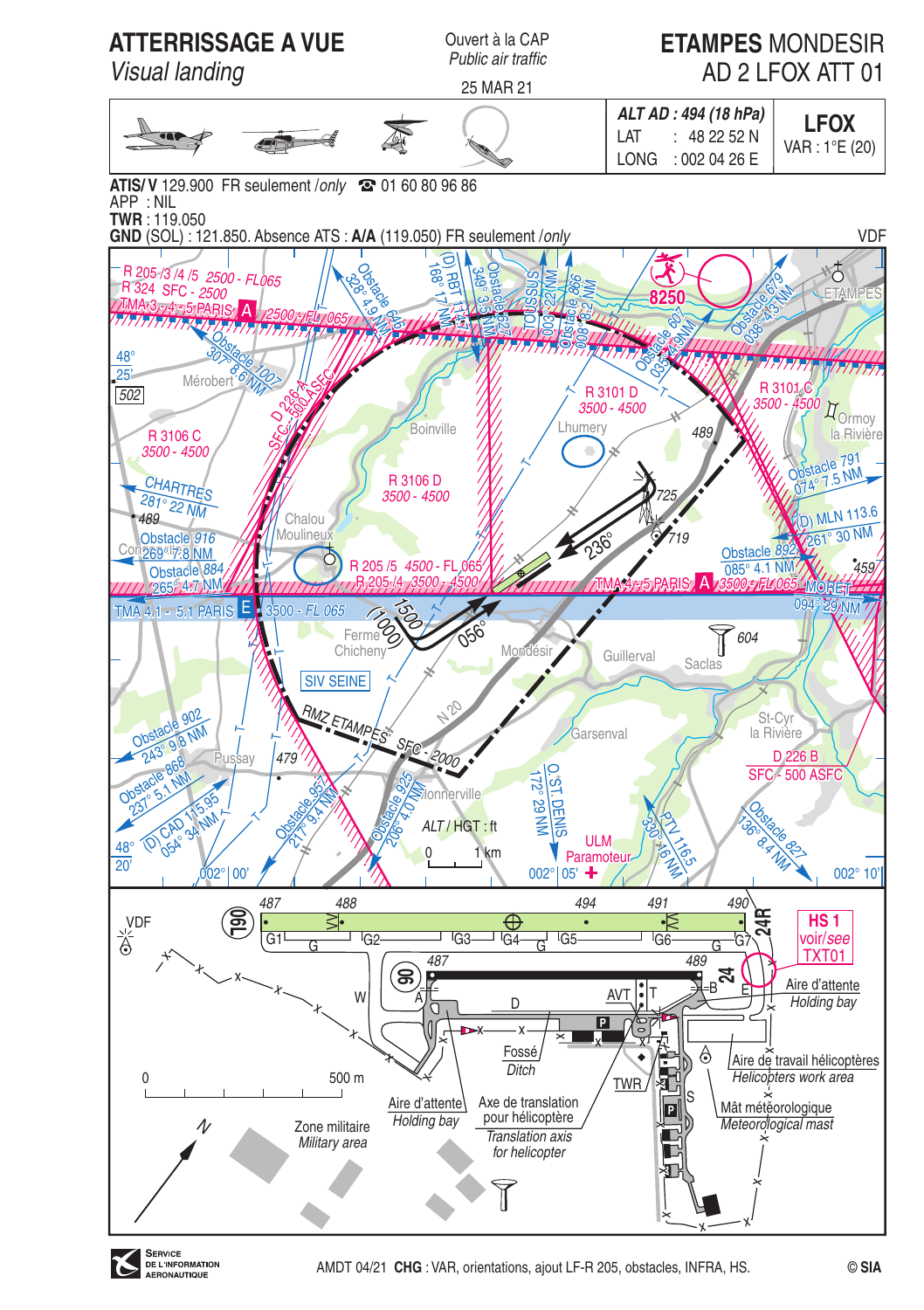# ATTERRISSAGE A VUE
*Visual landing*

Ouvert à la CAP
*Public air traffic*

25 MAR 21

# ETAMPES MONDESIR
## AD 2 LFOX ATT 01

| *ALT AD : 494 (18 hPa)* | **LFOX** |
|---|---|
| LAT : 48 22 52 N | VAR : 1°E (20) |
| LONG : 002 04 26 E | |

**ATIS/ V** 129.900 FR seulement /*only* ☎ 01 60 80 96 86
APP : NIL
**TWR** : 119.050
**GND** (SOL) : 121.850. Absence ATS : **A/A** (119.050) FR seulement /*only*

VDF

R 205 /3 /4 /5 2500 - FL065
R 324 SFC - 2500
TMA 3 - 4 - 5 PARIS A 2500 - FL 065
Obstacle 646 328° 4.9 NM
(D) RBT 114.7 168° 17 NM
Obstacle 627 349° 3.5 NM
TOUSSUS 002° 22 NM
Obstacle 866 008° 8.2 NM
8250
Obstacle 679 036° 13 NM
ETAMPES
Obstacle 607 035° 4.9 NM
48° 25'
502
Obstacle 1007 307° 8.6 NM
Mérobert
D 226 A SFC - 500 ASFC
R 3101 D 3500 - 4500
R 3101 C 3500 - 4500
Ormoy la Rivière
Boinville
Lhumery
489
R 3106 C 3500 - 4500
CHARTRES 281° 22 NM
489
R 3106 D 3500 - 4500
725
Obstacle 791 074° 7.5 NM
(D) MLN 113.6 261° 30 NM
Chalou Moulineux
719
236°
Obstacle 916 269° 7.8 NM
Obstacle 884 265° 4.7 NM
R 205 /5 4500 - FL 065
R 205 /4 3500 - 4500
Obstacle 892 085° 4.1 NM
459
TMA 4 - 5 PARIS A 3500 - FL 065
MORET 094° 29 NM
TMA 4.1 - 5.1 PARIS E 3500 - FL 065
1500 (1000)
056°
Ferme Chicheny
Mondésir
Guillerval
604
Saclas
SIV SEINE
RMZ ETAMPES SFC - 2000
N 20
Garsenval
St-Cyr la Rivière
Obstacle 902 243° 9.8 NM
Pussay
479
D 226 B SFC - 500 ASFC
Obstacle 868 237° 5.1 NM
Obstacle 957 217° 9.4 NM
Obstacle 925 206° 4.0 NM
Monnerville
(D) CAD 115.95 054° 34 NM
ALT / HGT : ft
0 — 1 km
O. ST DENIS 172° 29 NM
ULM Paramoteur
PTV 116.5 330° 16 NM
Obstacle 827 136° 8.4 NM
48° 20'
002° 00'
002° 05'
002° 10'

487 488 494 491 490
VDF
06L
24R
HS 1 voir/*see* TXT01
G1 G G2 G3 G4 G G5 G6 G G7
487 489
06
24
W A D AVT T B E
Aire d'attente / *Holding bay*
P
Fossé / *Ditch*
TWR
Aire de travail hélicoptères / *Helicopters work area*
S
Mât météorologique / *Meteorological mast*
0 — 500 m
N
Zone militaire / *Military area*
Aire d'attente / *Holding bay*
Axe de translation pour hélicoptère / *Translation axis for helicopter*

SERVICE DE L'INFORMATION AERONAUTIQUE

AMDT 04/21 **CHG** : VAR, orientations, ajout LF-R 205, obstacles, INFRA, HS.

© **SIA**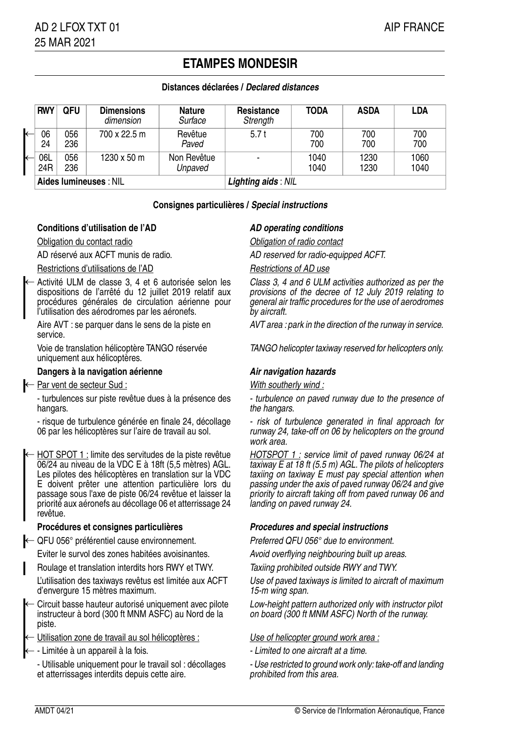# ETAMPES MONDESIR

**Distances déclarées / *Declared distances***

| RWY | QFU | Dimensions *dimension* | Nature *Surface* | Résistance *Strength* | TODA | ASDA | LDA |
|---|---|---|---|---|---|---|---|
| 06<br>24 | 056<br>236 | 700 x 22.5 m | Revêtue<br>*Paved* | 5.7 t | 700<br>700 | 700<br>700 | 700<br>700 |
| 06L<br>24R | 056<br>236 | 1230 x 50 m | Non Revêtue<br>*Unpaved* | - | 1040<br>1040 | 1230<br>1230 | 1060<br>1040 |
| **Aides lumineuses** : NIL | | | | ***Lighting aids*** : *NIL* | | | |

**Consignes particulières / *Special instructions***

**Conditions d'utilisation de l'AD**

Obligation du contact radio

AD réservé aux ACFT munis de radio.

Restrictions d'utilisations de l'AD

Activité ULM de classe 3, 4 et 6 autorisée selon les dispositions de l'arrêté du 12 juillet 2019 relatif aux procédures générales de circulation aérienne pour l'utilisation des aérodromes par les aéronefs.

Aire AVT : se parquer dans le sens de la piste en service.

Voie de translation hélicoptère TANGO réservée uniquement aux hélicoptères.

**Dangers à la navigation aérienne**

Par vent de secteur Sud :

- turbulences sur piste revêtue dues à la présence des hangars.

- risque de turbulence générée en finale 24, décollage 06 par les hélicoptères sur l'aire de travail au sol.

HOT SPOT 1 : limite des servitudes de la piste revêtue 06/24 au niveau de la VDC E à 18ft (5,5 mètres) AGL. Les pilotes des hélicoptères en translation sur la VDC E doivent prêter une attention particulière lors du passage sous l'axe de piste 06/24 revêtue et laisser la priorité aux aéronefs au décollage 06 et atterrissage 24 revêtue.

**Procédures et consignes particulières**

QFU 056° préférentiel cause environnement.

Eviter le survol des zones habitées avoisinantes.

Roulage et translation interdits hors RWY et TWY.

L'utilisation des taxiways revêtus est limitée aux ACFT d'envergure 15 mètres maximum.

Circuit basse hauteur autorisé uniquement avec pilote instructeur à bord (300 ft MNM ASFC) au Nord de la piste.

Utilisation zone de travail au sol hélicoptères :

- Limitée à un appareil à la fois.

- Utilisable uniquement pour le travail sol : décollages et atterrissages interdits depuis cette aire.

***AD operating conditions***

*Obligation of radio contact*

*AD reserved for radio-equipped ACFT.*

*Restrictions of AD use*

*Class 3, 4 and 6 ULM activities authorized as per the provisions of the decree of 12 July 2019 relating to general air traffic procedures for the use of aerodromes by aircraft.*

*AVT area : park in the direction of the runway in service.*

*TANGO helicopter taxiway reserved for helicopters only.*

***Air navigation hazards***

*With southerly wind :*

*- turbulence on paved runway due to the presence of the hangars.*

*- risk of turbulence generated in final approach for runway 24, take-off on 06 by helicopters on the ground work area.*

*HOTSPOT 1 : service limit of paved runway 06/24 at taxiway E at 18 ft (5.5 m) AGL. The pilots of helicopters taxiing on taxiway E must pay special attention when passing under the axis of paved runway 06/24 and give priority to aircraft taking off from paved runway 06 and landing on paved runway 24.*

***Procedures and special instructions***

*Preferred QFU 056° due to environment.*

*Avoid overflying neighbouring built up areas.*

*Taxiing prohibited outside RWY and TWY.*

*Use of paved taxiways is limited to aircraft of maximum 15-m wing span.*

*Low-height pattern authorized only with instructor pilot on board (300 ft MNM ASFC) North of the runway.*

*Use of helicopter ground work area :*

*- Limited to one aircraft at a time.*

*- Use restricted to ground work only: take-off and landing prohibited from this area.*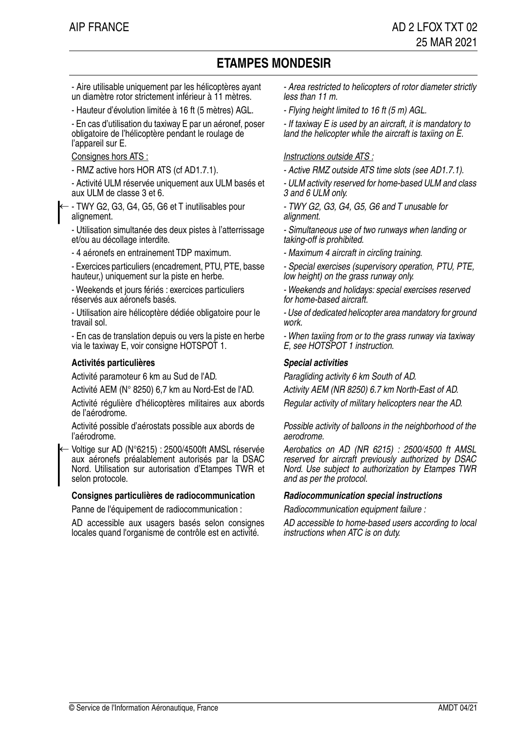# ETAMPES MONDESIR

- Aire utilisable uniquement par les hélicoptères ayant un diamètre rotor strictement inférieur à 11 mètres.
- Hauteur d'évolution limitée à 16 ft (5 mètres) AGL.
- En cas d'utilisation du taxiway E par un aéronef, poser obligatoire de l'hélicoptère pendant le roulage de l'appareil sur E.

*- Area restricted to helicopters of rotor diameter strictly less than 11 m.*

*- Flying height limited to 16 ft (5 m) AGL.*

*- If taxiway E is used by an aircraft, it is mandatory to land the helicopter while the aircraft is taxiing on E.*

Consignes hors ATS :

- RMZ active hors HOR ATS (cf AD1.7.1).
- Activité ULM réservée uniquement aux ULM basés et aux ULM de classe 3 et 6.
- TWY G2, G3, G4, G5, G6 et T inutilisables pour alignement.
- Utilisation simultanée des deux pistes à l'atterrissage et/ou au décollage interdite.
- 4 aéronefs en entrainement TDP maximum.
- Exercices particuliers (encadrement, PTU, PTE, basse hauteur,) uniquement sur la piste en herbe.
- Weekends et jours fériés : exercices particuliers réservés aux aéronefs basés.
- Utilisation aire hélicoptère dédiée obligatoire pour le travail sol.
- En cas de translation depuis ou vers la piste en herbe via le taxiway E, voir consigne HOTSPOT 1.

*Instructions outside ATS :*

*- Active RMZ outside ATS time slots (see AD1.7.1).*

*- ULM activity reserved for home-based ULM and class 3 and 6 ULM only.*

*- TWY G2, G3, G4, G5, G6 and T unusable for alignment.*

*- Simultaneous use of two runways when landing or taking-off is prohibited.*

*- Maximum 4 aircraft in circling training.*

*- Special exercises (supervisory operation, PTU, PTE, low height) on the grass runway only.*

*- Weekends and holidays: special exercises reserved for home-based aircraft.*

*- Use of dedicated helicopter area mandatory for ground work.*

*- When taxiing from or to the grass runway via taxiway E, see HOTSPOT 1 instruction.*

### Activités particulières

Activité paramoteur 6 km au Sud de l'AD.

Activité AEM (N° 8250) 6,7 km au Nord-Est de l'AD.

Activité régulière d'hélicoptères militaires aux abords de l'aérodrome.

Activité possible d'aérostats possible aux abords de l'aérodrome.

Voltige sur AD (N°6215) : 2500/4500ft AMSL réservée aux aéronefs préalablement autorisés par la DSAC Nord. Utilisation sur autorisation d'Etampes TWR et selon protocole.

### *Special activities*

*Paragliding activity 6 km South of AD.*

*Activity AEM (NR 8250) 6.7 km North-East of AD.*

*Regular activity of military helicopters near the AD.*

*Possible activity of balloons in the neighborhood of the aerodrome.*

*Aerobatics on AD (NR 6215) : 2500/4500 ft AMSL reserved for aircraft previously authorized by DSAC Nord. Use subject to authorization by Etampes TWR and as per the protocol.*

### Consignes particulières de radiocommunication

Panne de l'équipement de radiocommunication :

AD accessible aux usagers basés selon consignes locales quand l'organisme de contrôle est en activité.

### *Radiocommunication special instructions*

*Radiocommunication equipment failure :*

*AD accessible to home-based users according to local instructions when ATC is on duty.*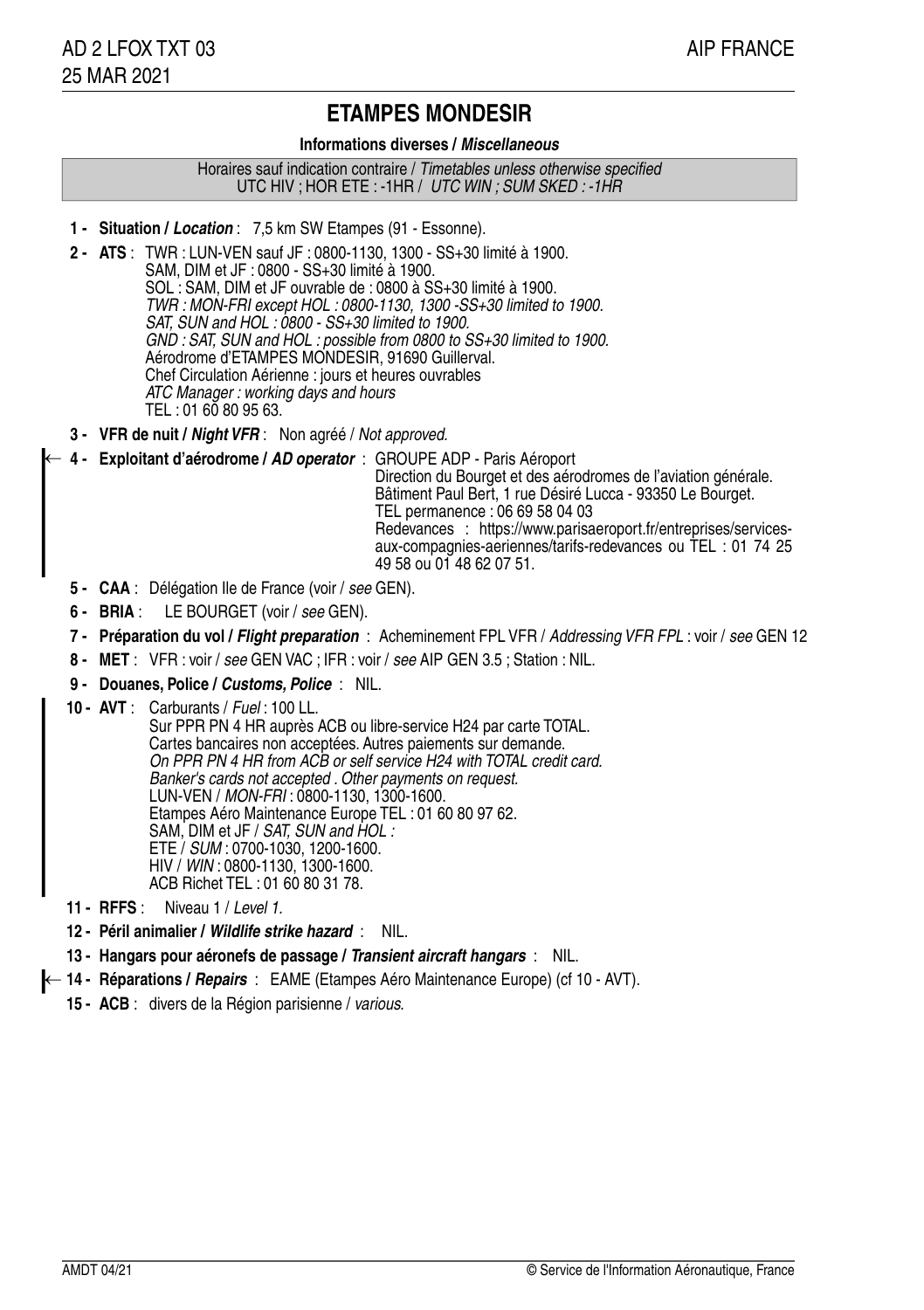# ETAMPES MONDESIR

**Informations diverses / *Miscellaneous***

Horaires sauf indication contraire / *Timetables unless otherwise specified*
UTC HIV ; HOR ETE : -1HR / *UTC WIN ; SUM SKED : -1HR*

**1 - Situation / *Location*** : 7,5 km SW Etampes (91 - Essonne).

**2 - ATS** : TWR : LUN-VEN sauf JF : 0800-1130, 1300 - SS+30 limité à 1900.
SAM, DIM et JF : 0800 - SS+30 limité à 1900.
SOL : SAM, DIM et JF ouvrable de : 0800 à SS+30 limité à 1900.
*TWR : MON-FRI except HOL : 0800-1130, 1300 -SS+30 limited to 1900.*
*SAT, SUN and HOL : 0800 - SS+30 limited to 1900.*
*GND : SAT, SUN and HOL : possible from 0800 to SS+30 limited to 1900.*
Aérodrome d'ETAMPES MONDESIR, 91690 Guillerval.
Chef Circulation Aérienne : jours et heures ouvrables
*ATC Manager : working days and hours*
TEL : 01 60 80 95 63.

**3 - VFR de nuit / *Night VFR*** : Non agréé / *Not approved.*

**4 - Exploitant d'aérodrome / *AD operator*** : GROUPE ADP - Paris Aéroport
Direction du Bourget et des aérodromes de l'aviation générale.
Bâtiment Paul Bert, 1 rue Désiré Lucca - 93350 Le Bourget.
TEL permanence : 06 69 58 04 03
Redevances : https://www.parisaeroport.fr/entreprises/services-aux-compagnies-aeriennes/tarifs-redevances ou TEL : 01 74 25 49 58 ou 01 48 62 07 51.

**5 - CAA** : Délégation Ile de France (voir / *see* GEN).

**6 - BRIA** : LE BOURGET (voir / *see* GEN).

**7 - Préparation du vol / *Flight preparation*** : Acheminement FPL VFR / *Addressing VFR FPL* : voir / *see* GEN 12

**8 - MET** : VFR : voir / *see* GEN VAC ; IFR : voir / *see* AIP GEN 3.5 ; Station : NIL.

**9 - Douanes, Police / *Customs, Police*** : NIL.

**10 - AVT** : Carburants / *Fuel* : 100 LL.
Sur PPR PN 4 HR auprès ACB ou libre-service H24 par carte TOTAL.
Cartes bancaires non acceptées. Autres paiements sur demande.
*On PPR PN 4 HR from ACB or self service H24 with TOTAL credit card.*
*Banker's cards not accepted . Other payments on request.*
LUN-VEN / *MON-FRI* : 0800-1130, 1300-1600.
Etampes Aéro Maintenance Europe TEL : 01 60 80 97 62.
SAM, DIM et JF / *SAT, SUN and HOL :*
ETE / *SUM* : 0700-1030, 1200-1600.
HIV / *WIN* : 0800-1130, 1300-1600.
ACB Richet TEL : 01 60 80 31 78.

**11 - RFFS** : Niveau 1 / *Level 1.*

**12 - Péril animalier / *Wildlife strike hazard*** : NIL.

**13 - Hangars pour aéronefs de passage / *Transient aircraft hangars*** : NIL.

**14 - Réparations / *Repairs*** : EAME (Etampes Aéro Maintenance Europe) (cf 10 - AVT).

**15 - ACB** : divers de la Région parisienne / *various.*